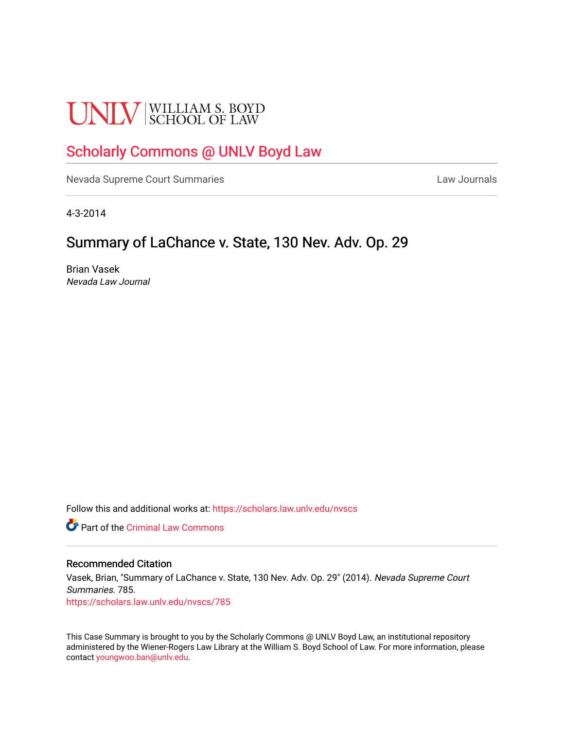UNLV | WILLIAM S. BOYD SCHOOL OF LAW

# Scholarly Commons @ UNLV Boyd Law

Nevada Supreme Court Summaries

Law Journals

4-3-2014

## Summary of LaChance v. State, 130 Nev. Adv. Op. 29

Brian Vasek
*Nevada Law Journal*

Follow this and additional works at: https://scholars.law.unlv.edu/nvscs

Part of the Criminal Law Commons

### Recommended Citation

Vasek, Brian, "Summary of LaChance v. State, 130 Nev. Adv. Op. 29" (2014). *Nevada Supreme Court Summaries*. 785.
https://scholars.law.unlv.edu/nvscs/785

This Case Summary is brought to you by the Scholarly Commons @ UNLV Boyd Law, an institutional repository administered by the Wiener-Rogers Law Library at the William S. Boyd School of Law. For more information, please contact youngwoo.ban@unlv.edu.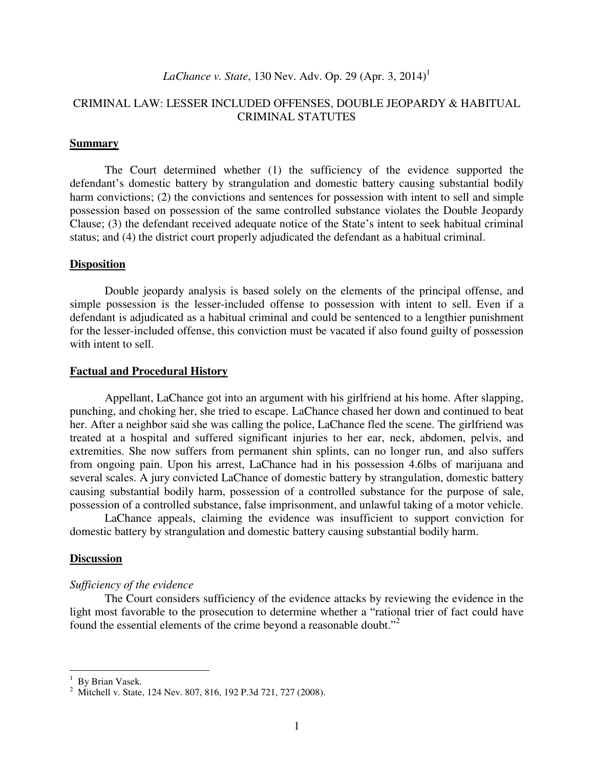*LaChance v. State*, 130 Nev. Adv. Op. 29 (Apr. 3, 2014)[1]

CRIMINAL LAW: LESSER INCLUDED OFFENSES, DOUBLE JEOPARDY & HABITUAL CRIMINAL STATUTES

## Summary

The Court determined whether (1) the sufficiency of the evidence supported the defendant's domestic battery by strangulation and domestic battery causing substantial bodily harm convictions; (2) the convictions and sentences for possession with intent to sell and simple possession based on possession of the same controlled substance violates the Double Jeopardy Clause; (3) the defendant received adequate notice of the State's intent to seek habitual criminal status; and (4) the district court properly adjudicated the defendant as a habitual criminal.

## Disposition

Double jeopardy analysis is based solely on the elements of the principal offense, and simple possession is the lesser-included offense to possession with intent to sell. Even if a defendant is adjudicated as a habitual criminal and could be sentenced to a lengthier punishment for the lesser-included offense, this conviction must be vacated if also found guilty of possession with intent to sell.

## Factual and Procedural History

Appellant, LaChance got into an argument with his girlfriend at his home. After slapping, punching, and choking her, she tried to escape. LaChance chased her down and continued to beat her. After a neighbor said she was calling the police, LaChance fled the scene. The girlfriend was treated at a hospital and suffered significant injuries to her ear, neck, abdomen, pelvis, and extremities. She now suffers from permanent shin splints, can no longer run, and also suffers from ongoing pain. Upon his arrest, LaChance had in his possession 4.6lbs of marijuana and several scales. A jury convicted LaChance of domestic battery by strangulation, domestic battery causing substantial bodily harm, possession of a controlled substance for the purpose of sale, possession of a controlled substance, false imprisonment, and unlawful taking of a motor vehicle.

LaChance appeals, claiming the evidence was insufficient to support conviction for domestic battery by strangulation and domestic battery causing substantial bodily harm.

## Discussion

*Sufficiency of the evidence*

The Court considers sufficiency of the evidence attacks by reviewing the evidence in the light most favorable to the prosecution to determine whether a "rational trier of fact could have found the essential elements of the crime beyond a reasonable doubt."[2]

---

[1] By Brian Vasek.

[2] Mitchell v. State, 124 Nev. 807, 816, 192 P.3d 721, 727 (2008).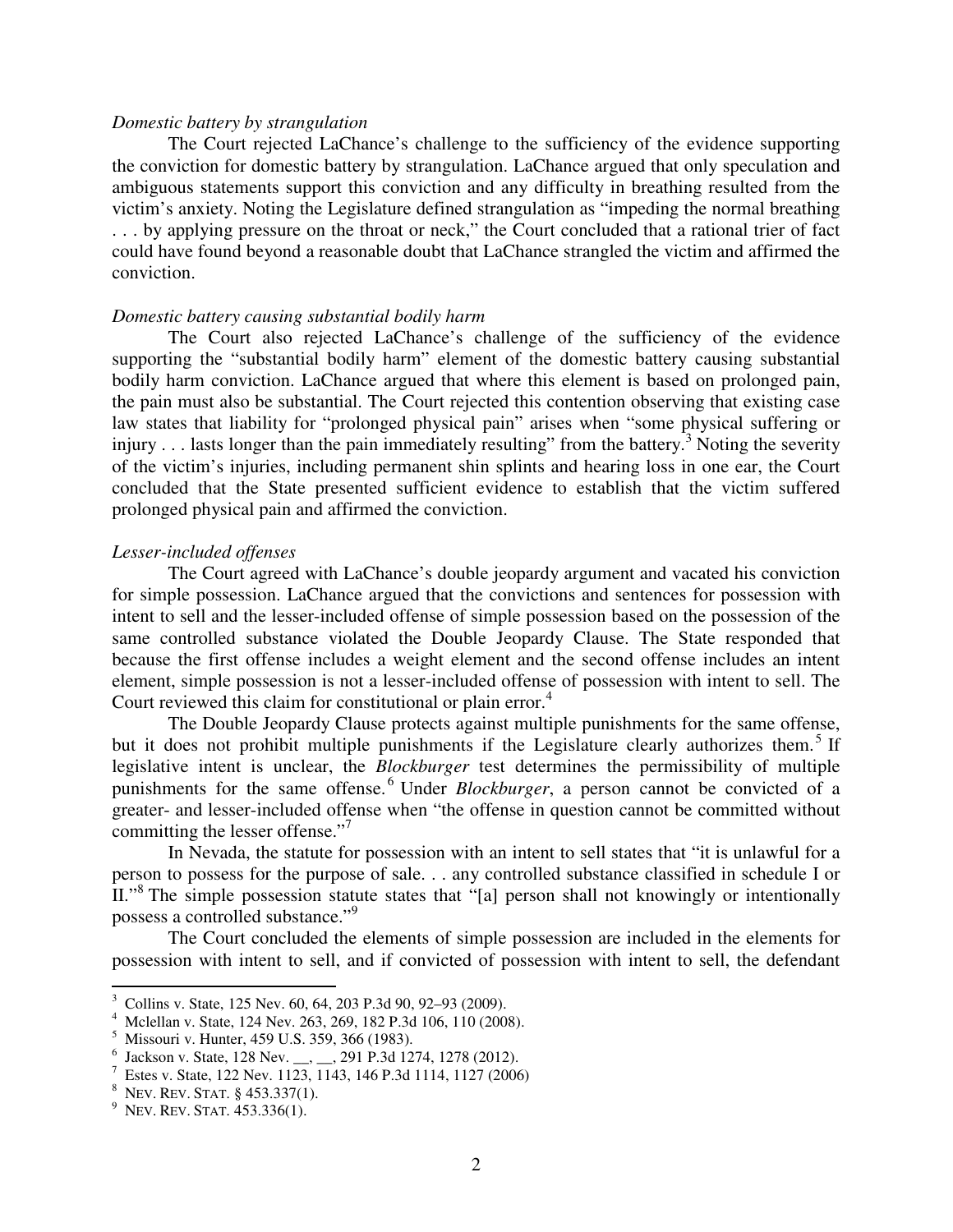*Domestic battery by strangulation*

The Court rejected LaChance's challenge to the sufficiency of the evidence supporting the conviction for domestic battery by strangulation. LaChance argued that only speculation and ambiguous statements support this conviction and any difficulty in breathing resulted from the victim's anxiety. Noting the Legislature defined strangulation as "impeding the normal breathing . . . by applying pressure on the throat or neck," the Court concluded that a rational trier of fact could have found beyond a reasonable doubt that LaChance strangled the victim and affirmed the conviction.

*Domestic battery causing substantial bodily harm*

The Court also rejected LaChance's challenge of the sufficiency of the evidence supporting the "substantial bodily harm" element of the domestic battery causing substantial bodily harm conviction. LaChance argued that where this element is based on prolonged pain, the pain must also be substantial. The Court rejected this contention observing that existing case law states that liability for "prolonged physical pain" arises when "some physical suffering or injury . . . lasts longer than the pain immediately resulting" from the battery.[3] Noting the severity of the victim's injuries, including permanent shin splints and hearing loss in one ear, the Court concluded that the State presented sufficient evidence to establish that the victim suffered prolonged physical pain and affirmed the conviction.

*Lesser-included offenses*

The Court agreed with LaChance's double jeopardy argument and vacated his conviction for simple possession. LaChance argued that the convictions and sentences for possession with intent to sell and the lesser-included offense of simple possession based on the possession of the same controlled substance violated the Double Jeopardy Clause. The State responded that because the first offense includes a weight element and the second offense includes an intent element, simple possession is not a lesser-included offense of possession with intent to sell. The Court reviewed this claim for constitutional or plain error.[4]

The Double Jeopardy Clause protects against multiple punishments for the same offense, but it does not prohibit multiple punishments if the Legislature clearly authorizes them.[5] If legislative intent is unclear, the *Blockburger* test determines the permissibility of multiple punishments for the same offense.[6] Under *Blockburger*, a person cannot be convicted of a greater- and lesser-included offense when "the offense in question cannot be committed without committing the lesser offense."[7]

In Nevada, the statute for possession with an intent to sell states that "it is unlawful for a person to possess for the purpose of sale. . . any controlled substance classified in schedule I or II."[8] The simple possession statute states that "[a] person shall not knowingly or intentionally possess a controlled substance."[9]

The Court concluded the elements of simple possession are included in the elements for possession with intent to sell, and if convicted of possession with intent to sell, the defendant

---

[3] Collins v. State, 125 Nev. 60, 64, 203 P.3d 90, 92–93 (2009).
[4] Mclellan v. State, 124 Nev. 263, 269, 182 P.3d 106, 110 (2008).
[5] Missouri v. Hunter, 459 U.S. 359, 366 (1983).
[6] Jackson v. State, 128 Nev. __, __, 291 P.3d 1274, 1278 (2012).
[7] Estes v. State, 122 Nev. 1123, 1143, 146 P.3d 1114, 1127 (2006)
[8] NEV. REV. STAT. § 453.337(1).
[9] NEV. REV. STAT. 453.336(1).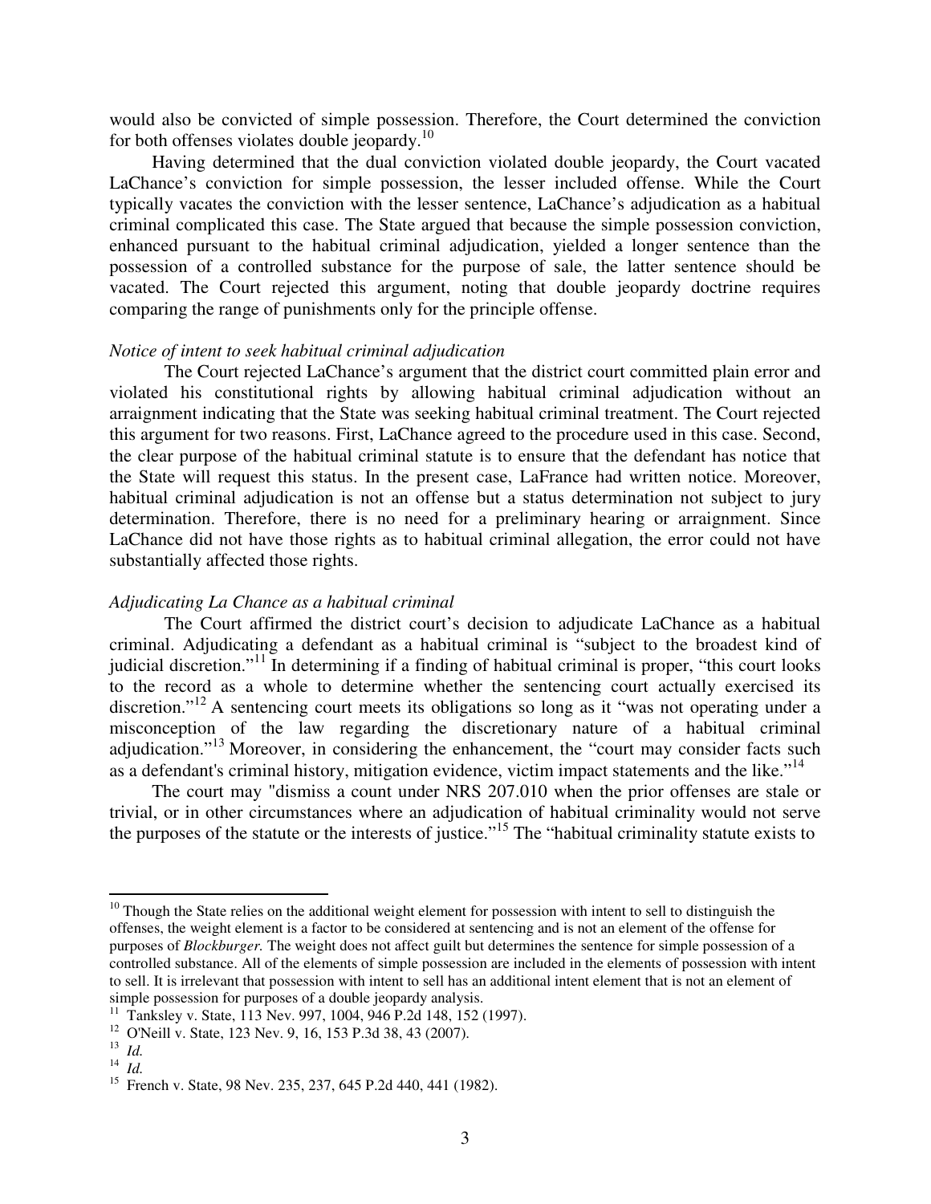would also be convicted of simple possession. Therefore, the Court determined the conviction for both offenses violates double jeopardy.[10]

Having determined that the dual conviction violated double jeopardy, the Court vacated LaChance's conviction for simple possession, the lesser included offense. While the Court typically vacates the conviction with the lesser sentence, LaChance's adjudication as a habitual criminal complicated this case. The State argued that because the simple possession conviction, enhanced pursuant to the habitual criminal adjudication, yielded a longer sentence than the possession of a controlled substance for the purpose of sale, the latter sentence should be vacated. The Court rejected this argument, noting that double jeopardy doctrine requires comparing the range of punishments only for the principle offense.

*Notice of intent to seek habitual criminal adjudication*

The Court rejected LaChance's argument that the district court committed plain error and violated his constitutional rights by allowing habitual criminal adjudication without an arraignment indicating that the State was seeking habitual criminal treatment. The Court rejected this argument for two reasons. First, LaChance agreed to the procedure used in this case. Second, the clear purpose of the habitual criminal statute is to ensure that the defendant has notice that the State will request this status. In the present case, LaFrance had written notice. Moreover, habitual criminal adjudication is not an offense but a status determination not subject to jury determination. Therefore, there is no need for a preliminary hearing or arraignment. Since LaChance did not have those rights as to habitual criminal allegation, the error could not have substantially affected those rights.

*Adjudicating La Chance as a habitual criminal*

The Court affirmed the district court's decision to adjudicate LaChance as a habitual criminal. Adjudicating a defendant as a habitual criminal is "subject to the broadest kind of judicial discretion."[11] In determining if a finding of habitual criminal is proper, "this court looks to the record as a whole to determine whether the sentencing court actually exercised its discretion."[12] A sentencing court meets its obligations so long as it "was not operating under a misconception of the law regarding the discretionary nature of a habitual criminal adjudication."[13] Moreover, in considering the enhancement, the "court may consider facts such as a defendant's criminal history, mitigation evidence, victim impact statements and the like."[14]

The court may "dismiss a count under NRS 207.010 when the prior offenses are stale or trivial, or in other circumstances where an adjudication of habitual criminality would not serve the purposes of the statute or the interests of justice."[15] The "habitual criminality statute exists to

---

[10] Though the State relies on the additional weight element for possession with intent to sell to distinguish the offenses, the weight element is a factor to be considered at sentencing and is not an element of the offense for purposes of *Blockburger.* The weight does not affect guilt but determines the sentence for simple possession of a controlled substance. All of the elements of simple possession are included in the elements of possession with intent to sell. It is irrelevant that possession with intent to sell has an additional intent element that is not an element of simple possession for purposes of a double jeopardy analysis.

[11] Tanksley v. State, 113 Nev. 997, 1004, 946 P.2d 148, 152 (1997).

[12] O'Neill v. State, 123 Nev. 9, 16, 153 P.3d 38, 43 (2007).

[13] *Id.*

[14] *Id.*

[15] French v. State, 98 Nev. 235, 237, 645 P.2d 440, 441 (1982).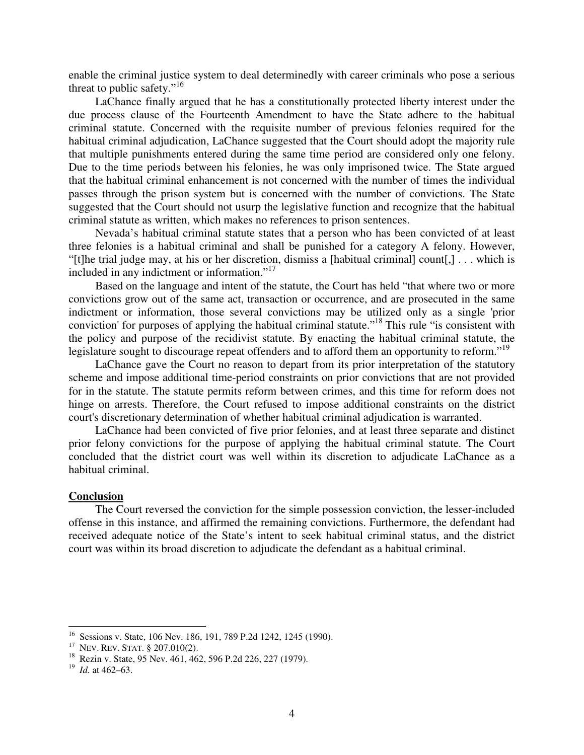enable the criminal justice system to deal determinedly with career criminals who pose a serious threat to public safety."[16]

LaChance finally argued that he has a constitutionally protected liberty interest under the due process clause of the Fourteenth Amendment to have the State adhere to the habitual criminal statute. Concerned with the requisite number of previous felonies required for the habitual criminal adjudication, LaChance suggested that the Court should adopt the majority rule that multiple punishments entered during the same time period are considered only one felony. Due to the time periods between his felonies, he was only imprisoned twice. The State argued that the habitual criminal enhancement is not concerned with the number of times the individual passes through the prison system but is concerned with the number of convictions. The State suggested that the Court should not usurp the legislative function and recognize that the habitual criminal statute as written, which makes no references to prison sentences.

Nevada's habitual criminal statute states that a person who has been convicted of at least three felonies is a habitual criminal and shall be punished for a category A felony. However, "[t]he trial judge may, at his or her discretion, dismiss a [habitual criminal] count[,] . . . which is included in any indictment or information."[17]

Based on the language and intent of the statute, the Court has held "that where two or more convictions grow out of the same act, transaction or occurrence, and are prosecuted in the same indictment or information, those several convictions may be utilized only as a single 'prior conviction' for purposes of applying the habitual criminal statute."[18] This rule "is consistent with the policy and purpose of the recidivist statute. By enacting the habitual criminal statute, the legislature sought to discourage repeat offenders and to afford them an opportunity to reform."[19]

LaChance gave the Court no reason to depart from its prior interpretation of the statutory scheme and impose additional time-period constraints on prior convictions that are not provided for in the statute. The statute permits reform between crimes, and this time for reform does not hinge on arrests. Therefore, the Court refused to impose additional constraints on the district court's discretionary determination of whether habitual criminal adjudication is warranted.

LaChance had been convicted of five prior felonies, and at least three separate and distinct prior felony convictions for the purpose of applying the habitual criminal statute. The Court concluded that the district court was well within its discretion to adjudicate LaChance as a habitual criminal.

**Conclusion**

The Court reversed the conviction for the simple possession conviction, the lesser-included offense in this instance, and affirmed the remaining convictions. Furthermore, the defendant had received adequate notice of the State's intent to seek habitual criminal status, and the district court was within its broad discretion to adjudicate the defendant as a habitual criminal.

---

[16] Sessions v. State, 106 Nev. 186, 191, 789 P.2d 1242, 1245 (1990).

[17] NEV. REV. STAT. § 207.010(2).

[18] Rezin v. State, 95 Nev. 461, 462, 596 P.2d 226, 227 (1979).

[19] *Id.* at 462–63.